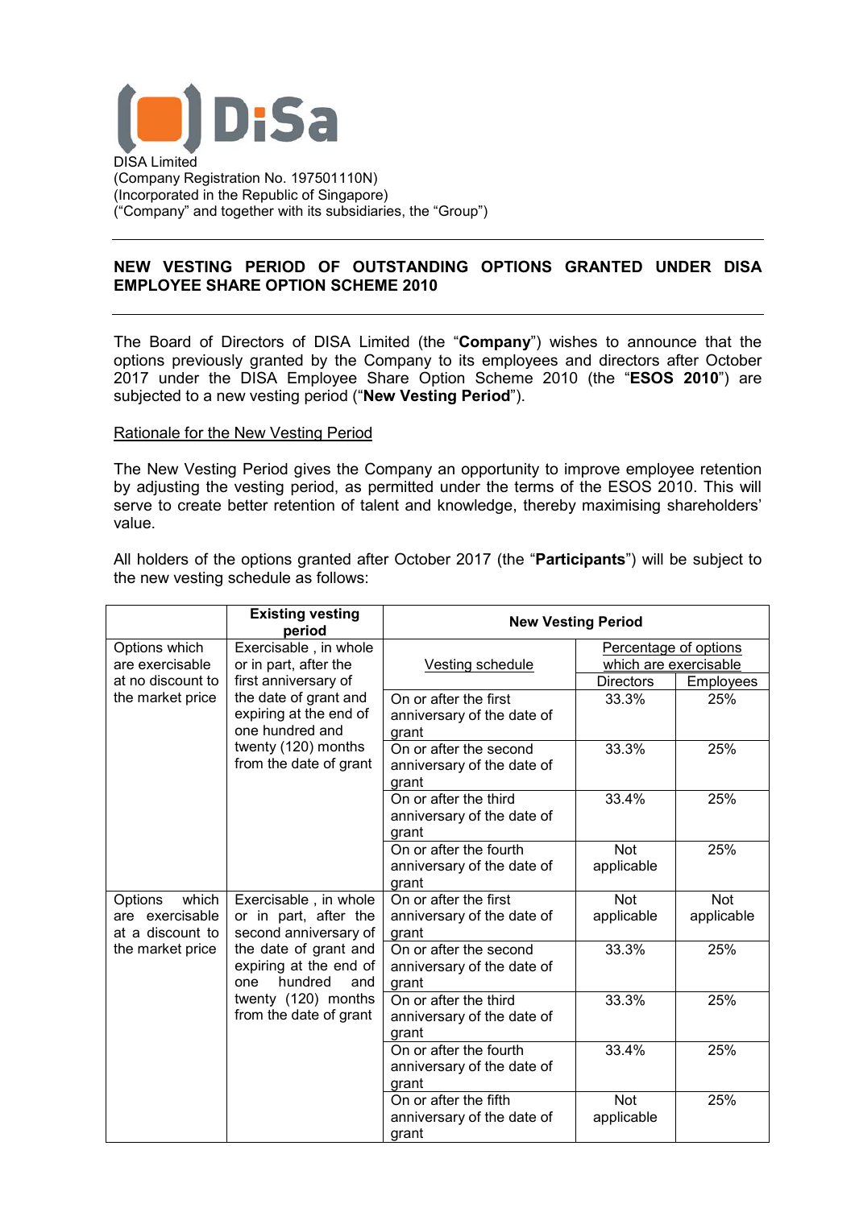DISA Limited
(Company Registration No. 197501110N)
(Incorporated in the Republic of Singapore)
("Company" and together with its subsidiaries, the "Group")

---

**NEW VESTING PERIOD OF OUTSTANDING OPTIONS GRANTED UNDER DISA EMPLOYEE SHARE OPTION SCHEME 2010**

---

The Board of Directors of DISA Limited (the "**Company**") wishes to announce that the options previously granted by the Company to its employees and directors after October 2017 under the DISA Employee Share Option Scheme 2010 (the "**ESOS 2010**") are subjected to a new vesting period ("**New Vesting Period**").

Rationale for the New Vesting Period

The New Vesting Period gives the Company an opportunity to improve employee retention by adjusting the vesting period, as permitted under the terms of the ESOS 2010. This will serve to create better retention of talent and knowledge, thereby maximising shareholders' value.

All holders of the options granted after October 2017 (the "**Participants**") will be subject to the new vesting schedule as follows:

| | **Existing vesting period** | **New Vesting Period** | | |
|---|---|---|---|---|
| | | Vesting schedule | Percentage of options which are exercisable | |
| | | | Directors | Employees |
| Options which are exercisable at no discount to the market price | Exercisable , in whole or in part, after the first anniversary of the date of grant and expiring at the end of one hundred and twenty (120) months from the date of grant | On or after the first anniversary of the date of grant | 33.3% | 25% |
| | | On or after the second anniversary of the date of grant | 33.3% | 25% |
| | | On or after the third anniversary of the date of grant | 33.4% | 25% |
| | | On or after the fourth anniversary of the date of grant | Not applicable | 25% |
| Options which are exercisable at a discount to the market price | Exercisable , in whole or in part, after the second anniversary of the date of grant and expiring at the end of one hundred and twenty (120) months from the date of grant | On or after the first anniversary of the date of grant | Not applicable | Not applicable |
| | | On or after the second anniversary of the date of grant | 33.3% | 25% |
| | | On or after the third anniversary of the date of grant | 33.3% | 25% |
| | | On or after the fourth anniversary of the date of grant | 33.4% | 25% |
| | | On or after the fifth anniversary of the date of grant | Not applicable | 25% |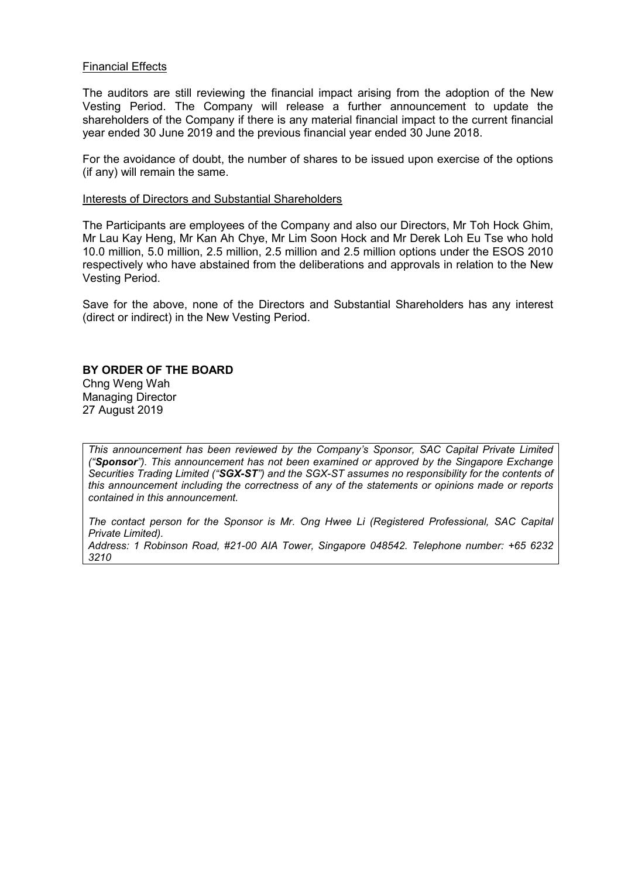Financial Effects

The auditors are still reviewing the financial impact arising from the adoption of the New Vesting Period. The Company will release a further announcement to update the shareholders of the Company if there is any material financial impact to the current financial year ended 30 June 2019 and the previous financial year ended 30 June 2018.

For the avoidance of doubt, the number of shares to be issued upon exercise of the options (if any) will remain the same.

Interests of Directors and Substantial Shareholders

The Participants are employees of the Company and also our Directors, Mr Toh Hock Ghim, Mr Lau Kay Heng, Mr Kan Ah Chye, Mr Lim Soon Hock and Mr Derek Loh Eu Tse who hold 10.0 million, 5.0 million, 2.5 million, 2.5 million and 2.5 million options under the ESOS 2010 respectively who have abstained from the deliberations and approvals in relation to the New Vesting Period.

Save for the above, none of the Directors and Substantial Shareholders has any interest (direct or indirect) in the New Vesting Period.

**BY ORDER OF THE BOARD**
Chng Weng Wah
Managing Director
27 August 2019

*This announcement has been reviewed by the Company's Sponsor, SAC Capital Private Limited ("**Sponsor**"). This announcement has not been examined or approved by the Singapore Exchange Securities Trading Limited ("**SGX-ST**") and the SGX-ST assumes no responsibility for the contents of this announcement including the correctness of any of the statements or opinions made or reports contained in this announcement.*

*The contact person for the Sponsor is Mr. Ong Hwee Li (Registered Professional, SAC Capital Private Limited).*
*Address: 1 Robinson Road, #21-00 AIA Tower, Singapore 048542. Telephone number: +65 6232 3210*